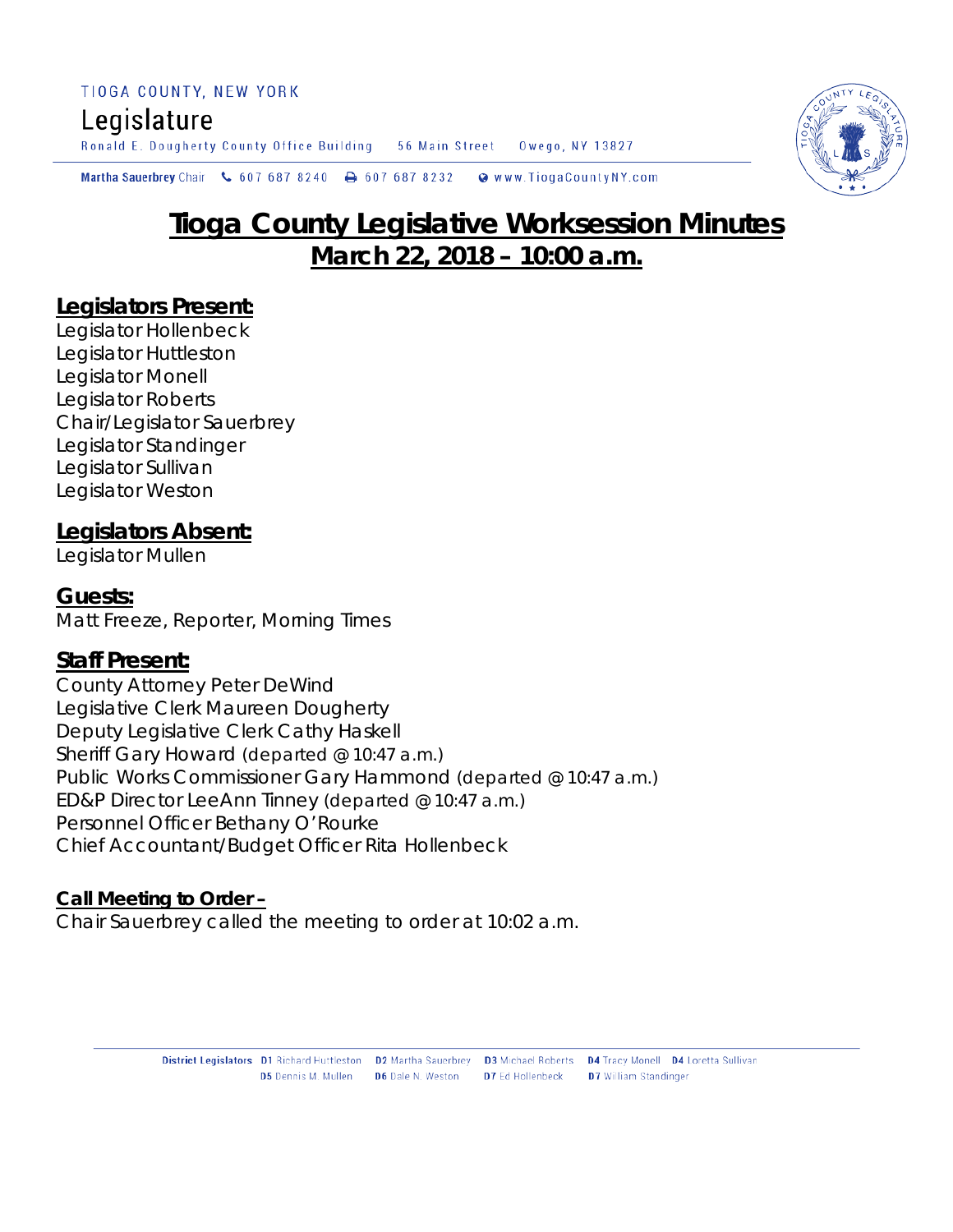TIOGA COUNTY, NEW YORK

Legislature

Ronald E. Dougherty County Office Building 56 Main Street Owego, NY 13827

Martha Sauerbrey Chair 607 687 8240 607 687 8232 www.TiogaCountyNY.com

# Tioga County Legislative Worksession Minutes
## March 22, 2018 – 10:00 a.m.

### Legislators Present:

Legislator Hollenbeck
Legislator Huttleston
Legislator Monell
Legislator Roberts
Chair/Legislator Sauerbrey
Legislator Standinger
Legislator Sullivan
Legislator Weston

### Legislators Absent:

Legislator Mullen

### Guests:

Matt Freeze, Reporter, Morning Times

### Staff Present:

County Attorney Peter DeWind
Legislative Clerk Maureen Dougherty
Deputy Legislative Clerk Cathy Haskell
Sheriff Gary Howard (departed @ 10:47 a.m.)
Public Works Commissioner Gary Hammond (departed @ 10:47 a.m.)
ED&P Director LeeAnn Tinney (departed @ 10:47 a.m.)
Personnel Officer Bethany O'Rourke
Chief Accountant/Budget Officer Rita Hollenbeck

**Call Meeting to Order –**

Chair Sauerbrey called the meeting to order at 10:02 a.m.

District Legislators D1 Richard Huttleston D2 Martha Sauerbrey D3 Michael Roberts D4 Tracy Monell D4 Loretta Sullivan D5 Dennis M. Mullen D6 Dale N. Weston D7 Ed Hollenbeck D7 William Standinger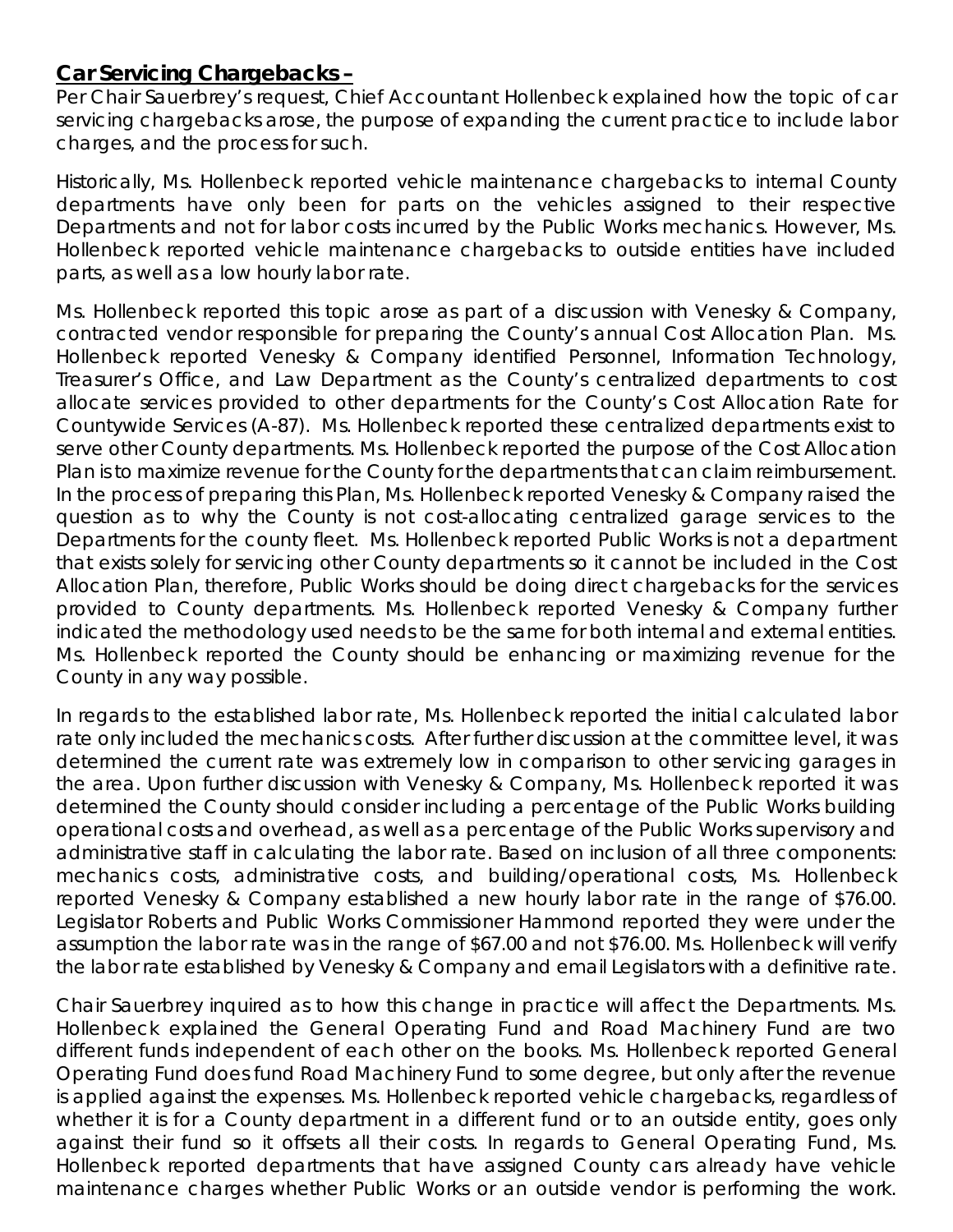**Car Servicing Chargebacks –**

Per Chair Sauerbrey's request, Chief Accountant Hollenbeck explained how the topic of car servicing chargebacks arose, the purpose of expanding the current practice to include labor charges, and the process for such.

Historically, Ms. Hollenbeck reported vehicle maintenance chargebacks to internal County departments have only been for parts on the vehicles assigned to their respective Departments and not for labor costs incurred by the Public Works mechanics. However, Ms. Hollenbeck reported vehicle maintenance chargebacks to outside entities have included parts, as well as a low hourly labor rate.

Ms. Hollenbeck reported this topic arose as part of a discussion with Venesky & Company, contracted vendor responsible for preparing the County's annual Cost Allocation Plan. Ms. Hollenbeck reported Venesky & Company identified Personnel, Information Technology, Treasurer's Office, and Law Department as the County's centralized departments to cost allocate services provided to other departments for the County's Cost Allocation Rate for Countywide Services (A-87). Ms. Hollenbeck reported these centralized departments exist to serve other County departments. Ms. Hollenbeck reported the purpose of the Cost Allocation Plan is to maximize revenue for the County for the departments that can claim reimbursement. In the process of preparing this Plan, Ms. Hollenbeck reported Venesky & Company raised the question as to why the County is not cost-allocating centralized garage services to the Departments for the county fleet. Ms. Hollenbeck reported Public Works is not a department that exists solely for servicing other County departments so it cannot be included in the Cost Allocation Plan, therefore, Public Works should be doing direct chargebacks for the services provided to County departments. Ms. Hollenbeck reported Venesky & Company further indicated the methodology used needs to be the same for both internal and external entities. Ms. Hollenbeck reported the County should be enhancing or maximizing revenue for the County in any way possible.

In regards to the established labor rate, Ms. Hollenbeck reported the initial calculated labor rate only included the mechanics costs. After further discussion at the committee level, it was determined the current rate was extremely low in comparison to other servicing garages in the area. Upon further discussion with Venesky & Company, Ms. Hollenbeck reported it was determined the County should consider including a percentage of the Public Works building operational costs and overhead, as well as a percentage of the Public Works supervisory and administrative staff in calculating the labor rate. Based on inclusion of all three components: mechanics costs, administrative costs, and building/operational costs, Ms. Hollenbeck reported Venesky & Company established a new hourly labor rate in the range of $76.00. Legislator Roberts and Public Works Commissioner Hammond reported they were under the assumption the labor rate was in the range of $67.00 and not $76.00. Ms. Hollenbeck will verify the labor rate established by Venesky & Company and email Legislators with a definitive rate.

Chair Sauerbrey inquired as to how this change in practice will affect the Departments. Ms. Hollenbeck explained the General Operating Fund and Road Machinery Fund are two different funds independent of each other on the books. Ms. Hollenbeck reported General Operating Fund does fund Road Machinery Fund to some degree, but only after the revenue is applied against the expenses. Ms. Hollenbeck reported vehicle chargebacks, regardless of whether it is for a County department in a different fund or to an outside entity, goes only against their fund so it offsets all their costs. In regards to General Operating Fund, Ms. Hollenbeck reported departments that have assigned County cars already have vehicle maintenance charges whether Public Works or an outside vendor is performing the work.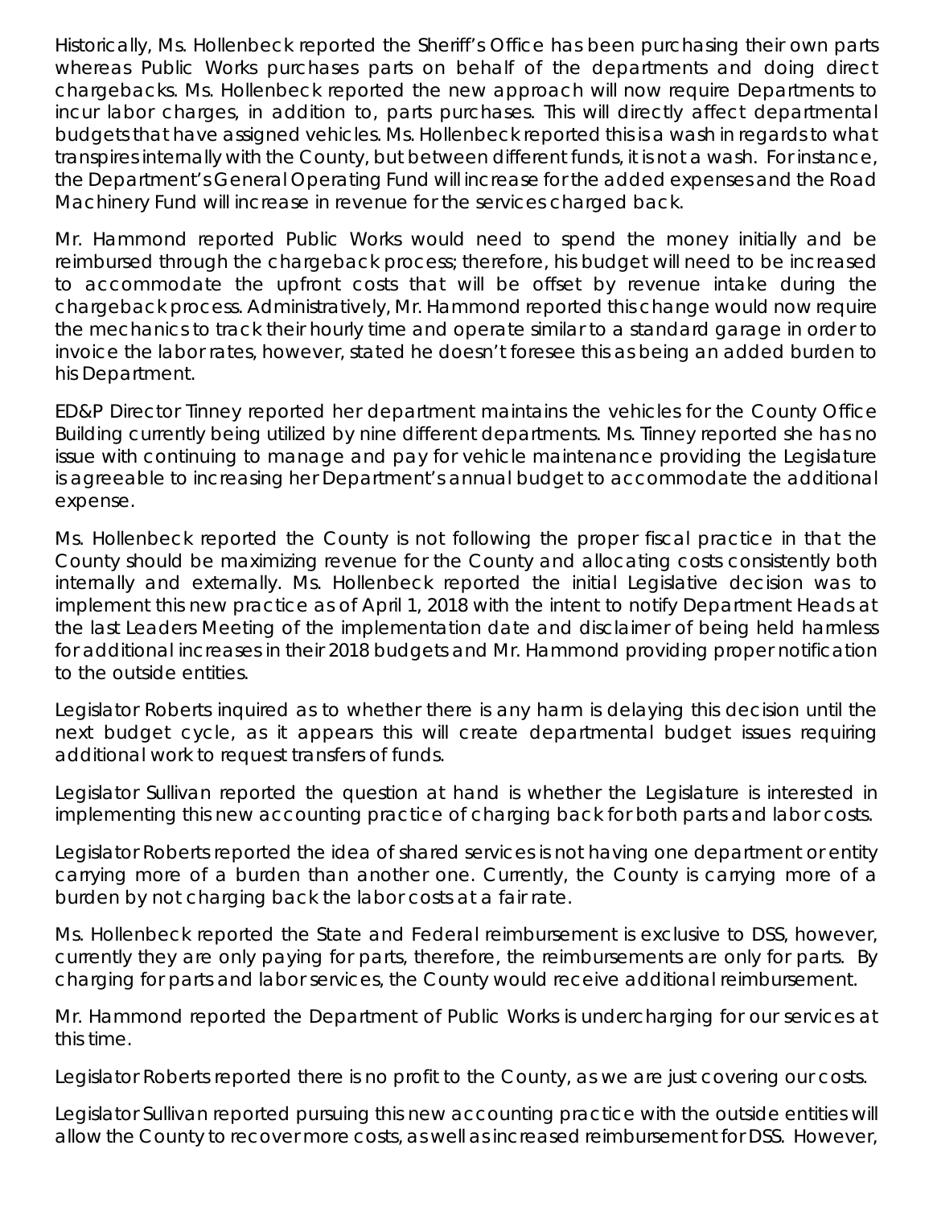Historically, Ms. Hollenbeck reported the Sheriff's Office has been purchasing their own parts whereas Public Works purchases parts on behalf of the departments and doing direct chargebacks. Ms. Hollenbeck reported the new approach will now require Departments to incur labor charges, in addition to, parts purchases. This will directly affect departmental budgets that have assigned vehicles. Ms. Hollenbeck reported this is a wash in regards to what transpires internally with the County, but between different funds, it is not a wash. For instance, the Department's General Operating Fund will increase for the added expenses and the Road Machinery Fund will increase in revenue for the services charged back.

Mr. Hammond reported Public Works would need to spend the money initially and be reimbursed through the chargeback process; therefore, his budget will need to be increased to accommodate the upfront costs that will be offset by revenue intake during the chargeback process. Administratively, Mr. Hammond reported this change would now require the mechanics to track their hourly time and operate similar to a standard garage in order to invoice the labor rates, however, stated he doesn't foresee this as being an added burden to his Department.

ED&P Director Tinney reported her department maintains the vehicles for the County Office Building currently being utilized by nine different departments. Ms. Tinney reported she has no issue with continuing to manage and pay for vehicle maintenance providing the Legislature is agreeable to increasing her Department's annual budget to accommodate the additional expense.

Ms. Hollenbeck reported the County is not following the proper fiscal practice in that the County should be maximizing revenue for the County and allocating costs consistently both internally and externally. Ms. Hollenbeck reported the initial Legislative decision was to implement this new practice as of April 1, 2018 with the intent to notify Department Heads at the last Leaders Meeting of the implementation date and disclaimer of being held harmless for additional increases in their 2018 budgets and Mr. Hammond providing proper notification to the outside entities.

Legislator Roberts inquired as to whether there is any harm is delaying this decision until the next budget cycle, as it appears this will create departmental budget issues requiring additional work to request transfers of funds.

Legislator Sullivan reported the question at hand is whether the Legislature is interested in implementing this new accounting practice of charging back for both parts and labor costs.

Legislator Roberts reported the idea of shared services is not having one department or entity carrying more of a burden than another one. Currently, the County is carrying more of a burden by not charging back the labor costs at a fair rate.

Ms. Hollenbeck reported the State and Federal reimbursement is exclusive to DSS, however, currently they are only paying for parts, therefore, the reimbursements are only for parts. By charging for parts and labor services, the County would receive additional reimbursement.

Mr. Hammond reported the Department of Public Works is undercharging for our services at this time.

Legislator Roberts reported there is no profit to the County, as we are just covering our costs.

Legislator Sullivan reported pursuing this new accounting practice with the outside entities will allow the County to recover more costs, as well as increased reimbursement for DSS. However,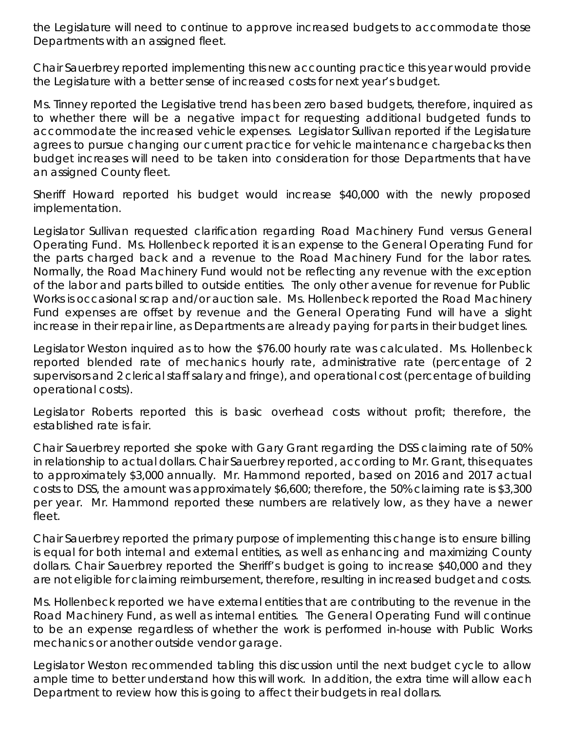the Legislature will need to continue to approve increased budgets to accommodate those Departments with an assigned fleet.

Chair Sauerbrey reported implementing this new accounting practice this year would provide the Legislature with a better sense of increased costs for next year's budget.

Ms. Tinney reported the Legislative trend has been zero based budgets, therefore, inquired as to whether there will be a negative impact for requesting additional budgeted funds to accommodate the increased vehicle expenses. Legislator Sullivan reported if the Legislature agrees to pursue changing our current practice for vehicle maintenance chargebacks then budget increases will need to be taken into consideration for those Departments that have an assigned County fleet.

Sheriff Howard reported his budget would increase $40,000 with the newly proposed implementation.

Legislator Sullivan requested clarification regarding Road Machinery Fund versus General Operating Fund. Ms. Hollenbeck reported it is an expense to the General Operating Fund for the parts charged back and a revenue to the Road Machinery Fund for the labor rates. Normally, the Road Machinery Fund would not be reflecting any revenue with the exception of the labor and parts billed to outside entities. The only other avenue for revenue for Public Works is occasional scrap and/or auction sale. Ms. Hollenbeck reported the Road Machinery Fund expenses are offset by revenue and the General Operating Fund will have a slight increase in their repair line, as Departments are already paying for parts in their budget lines.

Legislator Weston inquired as to how the $76.00 hourly rate was calculated. Ms. Hollenbeck reported blended rate of mechanics hourly rate, administrative rate (percentage of 2 supervisors and 2 clerical staff salary and fringe), and operational cost (percentage of building operational costs).

Legislator Roberts reported this is basic overhead costs without profit; therefore, the established rate is fair.

Chair Sauerbrey reported she spoke with Gary Grant regarding the DSS claiming rate of 50% in relationship to actual dollars. Chair Sauerbrey reported, according to Mr. Grant, this equates to approximately $3,000 annually. Mr. Hammond reported, based on 2016 and 2017 actual costs to DSS, the amount was approximately $6,600; therefore, the 50% claiming rate is $3,300 per year. Mr. Hammond reported these numbers are relatively low, as they have a newer fleet.

Chair Sauerbrey reported the primary purpose of implementing this change is to ensure billing is equal for both internal and external entities, as well as enhancing and maximizing County dollars. Chair Sauerbrey reported the Sheriff's budget is going to increase $40,000 and they are not eligible for claiming reimbursement, therefore, resulting in increased budget and costs.

Ms. Hollenbeck reported we have external entities that are contributing to the revenue in the Road Machinery Fund, as well as internal entities. The General Operating Fund will continue to be an expense regardless of whether the work is performed in-house with Public Works mechanics or another outside vendor garage.

Legislator Weston recommended tabling this discussion until the next budget cycle to allow ample time to better understand how this will work. In addition, the extra time will allow each Department to review how this is going to affect their budgets in real dollars.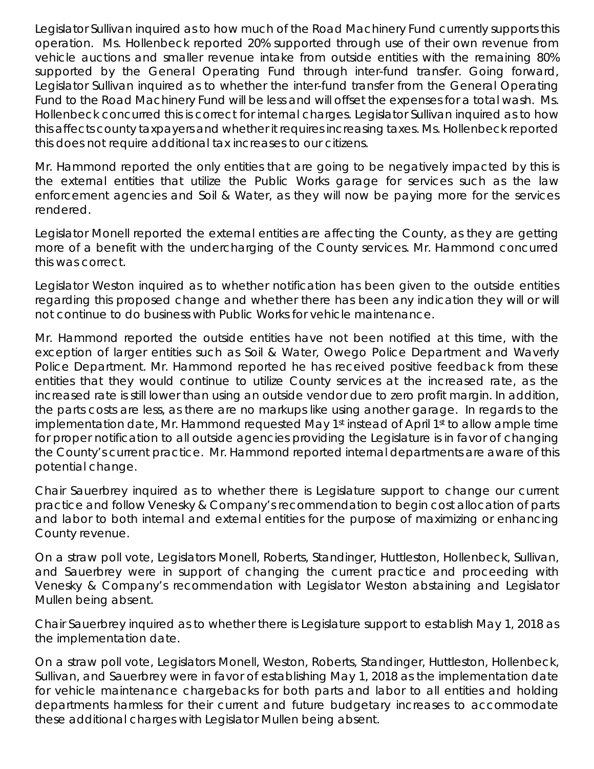Legislator Sullivan inquired as to how much of the Road Machinery Fund currently supports this operation. Ms. Hollenbeck reported 20% supported through use of their own revenue from vehicle auctions and smaller revenue intake from outside entities with the remaining 80% supported by the General Operating Fund through inter-fund transfer. Going forward, Legislator Sullivan inquired as to whether the inter-fund transfer from the General Operating Fund to the Road Machinery Fund will be less and will offset the expenses for a total wash. Ms. Hollenbeck concurred this is correct for internal charges. Legislator Sullivan inquired as to how this affects county taxpayers and whether it requires increasing taxes. Ms. Hollenbeck reported this does not require additional tax increases to our citizens.

Mr. Hammond reported the only entities that are going to be negatively impacted by this is the external entities that utilize the Public Works garage for services such as the law enforcement agencies and Soil & Water, as they will now be paying more for the services rendered.

Legislator Monell reported the external entities are affecting the County, as they are getting more of a benefit with the undercharging of the County services. Mr. Hammond concurred this was correct.

Legislator Weston inquired as to whether notification has been given to the outside entities regarding this proposed change and whether there has been any indication they will or will not continue to do business with Public Works for vehicle maintenance.

Mr. Hammond reported the outside entities have not been notified at this time, with the exception of larger entities such as Soil & Water, Owego Police Department and Waverly Police Department. Mr. Hammond reported he has received positive feedback from these entities that they would continue to utilize County services at the increased rate, as the increased rate is still lower than using an outside vendor due to zero profit margin. In addition, the parts costs are less, as there are no markups like using another garage. In regards to the implementation date, Mr. Hammond requested May 1st instead of April 1st to allow ample time for proper notification to all outside agencies providing the Legislature is in favor of changing the County's current practice. Mr. Hammond reported internal departments are aware of this potential change.

Chair Sauerbrey inquired as to whether there is Legislature support to change our current practice and follow Venesky & Company's recommendation to begin cost allocation of parts and labor to both internal and external entities for the purpose of maximizing or enhancing County revenue.

On a straw poll vote, Legislators Monell, Roberts, Standinger, Huttleston, Hollenbeck, Sullivan, and Sauerbrey were in support of changing the current practice and proceeding with Venesky & Company's recommendation with Legislator Weston abstaining and Legislator Mullen being absent.

Chair Sauerbrey inquired as to whether there is Legislature support to establish May 1, 2018 as the implementation date.

On a straw poll vote, Legislators Monell, Weston, Roberts, Standinger, Huttleston, Hollenbeck, Sullivan, and Sauerbrey were in favor of establishing May 1, 2018 as the implementation date for vehicle maintenance chargebacks for both parts and labor to all entities and holding departments harmless for their current and future budgetary increases to accommodate these additional charges with Legislator Mullen being absent.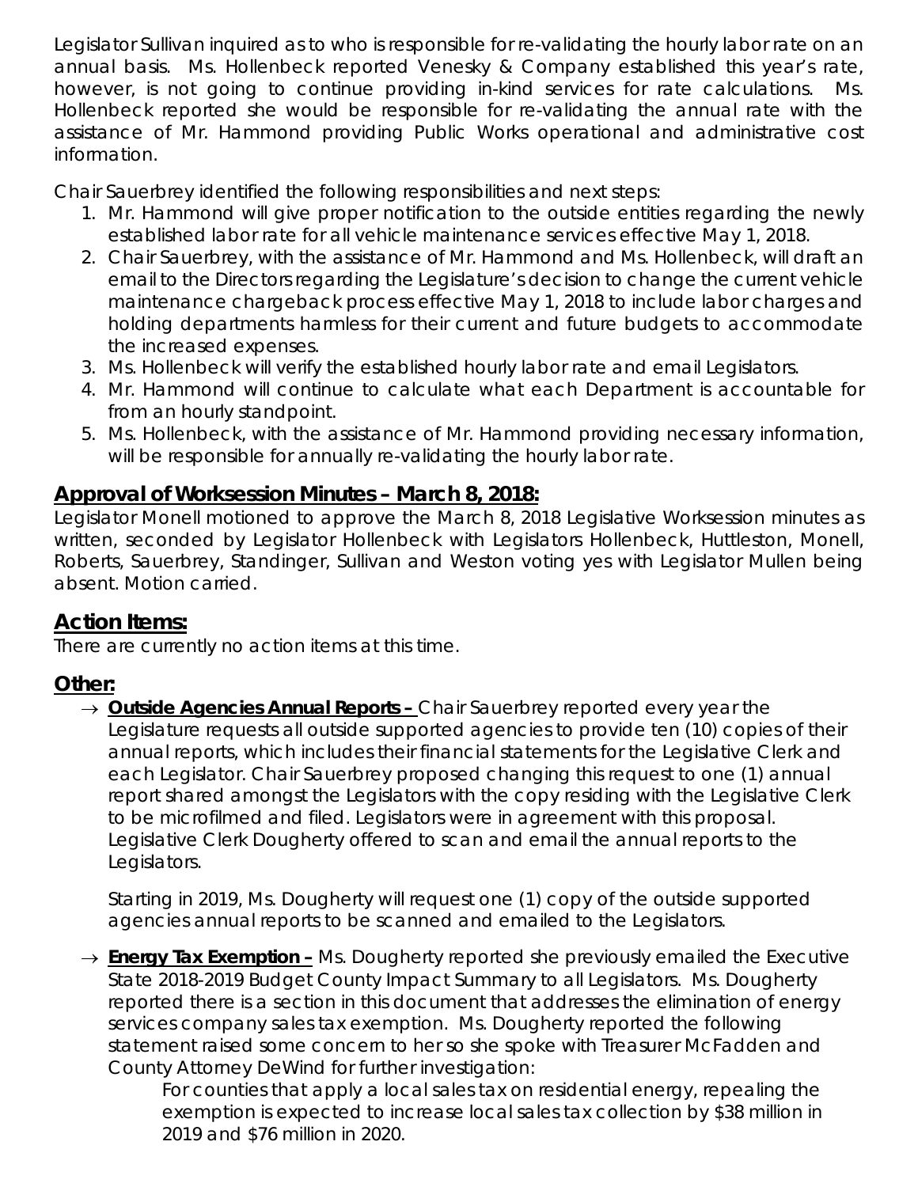Legislator Sullivan inquired as to who is responsible for re-validating the hourly labor rate on an annual basis. Ms. Hollenbeck reported Venesky & Company established this year's rate, however, is not going to continue providing in-kind services for rate calculations. Ms. Hollenbeck reported she would be responsible for re-validating the annual rate with the assistance of Mr. Hammond providing Public Works operational and administrative cost information.

Chair Sauerbrey identified the following responsibilities and next steps:

1. Mr. Hammond will give proper notification to the outside entities regarding the newly established labor rate for all vehicle maintenance services effective May 1, 2018.
2. Chair Sauerbrey, with the assistance of Mr. Hammond and Ms. Hollenbeck, will draft an email to the Directors regarding the Legislature's decision to change the current vehicle maintenance chargeback process effective May 1, 2018 to include labor charges and holding departments harmless for their current and future budgets to accommodate the increased expenses.
3. Ms. Hollenbeck will verify the established hourly labor rate and email Legislators.
4. Mr. Hammond will continue to calculate what each Department is accountable for from an hourly standpoint.
5. Ms. Hollenbeck, with the assistance of Mr. Hammond providing necessary information, will be responsible for annually re-validating the hourly labor rate.

## Approval of Worksession Minutes – March 8, 2018:

Legislator Monell motioned to approve the March 8, 2018 Legislative Worksession minutes as written, seconded by Legislator Hollenbeck with Legislators Hollenbeck, Huttleston, Monell, Roberts, Sauerbrey, Standinger, Sullivan and Weston voting yes with Legislator Mullen being absent. Motion carried.

## Action Items:

There are currently no action items at this time.

## Other:

→ **Outside Agencies Annual Reports –** Chair Sauerbrey reported every year the Legislature requests all outside supported agencies to provide ten (10) copies of their annual reports, which includes their financial statements for the Legislative Clerk and each Legislator. Chair Sauerbrey proposed changing this request to one (1) annual report shared amongst the Legislators with the copy residing with the Legislative Clerk to be microfilmed and filed. Legislators were in agreement with this proposal. Legislative Clerk Dougherty offered to scan and email the annual reports to the Legislators.

Starting in 2019, Ms. Dougherty will request one (1) copy of the outside supported agencies annual reports to be scanned and emailed to the Legislators.

→ **Energy Tax Exemption –** Ms. Dougherty reported she previously emailed the Executive State 2018-2019 Budget County Impact Summary to all Legislators. Ms. Dougherty reported there is a section in this document that addresses the elimination of energy services company sales tax exemption. Ms. Dougherty reported the following statement raised some concern to her so she spoke with Treasurer McFadden and County Attorney DeWind for further investigation:

> For counties that apply a local sales tax on residential energy, repealing the exemption is expected to increase local sales tax collection by $38 million in 2019 and $76 million in 2020.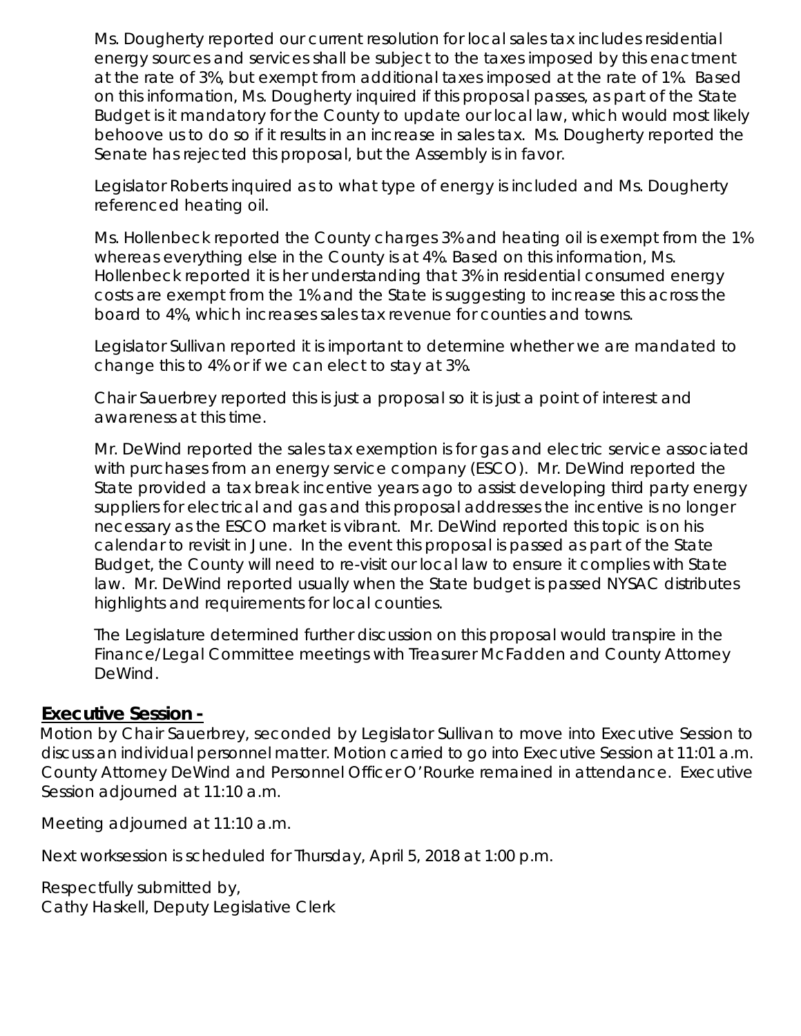Ms. Dougherty reported our current resolution for local sales tax includes residential energy sources and services shall be subject to the taxes imposed by this enactment at the rate of 3%, but exempt from additional taxes imposed at the rate of 1%. Based on this information, Ms. Dougherty inquired if this proposal passes, as part of the State Budget is it mandatory for the County to update our local law, which would most likely behoove us to do so if it results in an increase in sales tax. Ms. Dougherty reported the Senate has rejected this proposal, but the Assembly is in favor.

Legislator Roberts inquired as to what type of energy is included and Ms. Dougherty referenced heating oil.

Ms. Hollenbeck reported the County charges 3% and heating oil is exempt from the 1% whereas everything else in the County is at 4%. Based on this information, Ms. Hollenbeck reported it is her understanding that 3% in residential consumed energy costs are exempt from the 1% and the State is suggesting to increase this across the board to 4%, which increases sales tax revenue for counties and towns.

Legislator Sullivan reported it is important to determine whether we are mandated to change this to 4% or if we can elect to stay at 3%.

Chair Sauerbrey reported this is just a proposal so it is just a point of interest and awareness at this time.

Mr. DeWind reported the sales tax exemption is for gas and electric service associated with purchases from an energy service company (ESCO). Mr. DeWind reported the State provided a tax break incentive years ago to assist developing third party energy suppliers for electrical and gas and this proposal addresses the incentive is no longer necessary as the ESCO market is vibrant. Mr. DeWind reported this topic is on his calendar to revisit in June. In the event this proposal is passed as part of the State Budget, the County will need to re-visit our local law to ensure it complies with State law. Mr. DeWind reported usually when the State budget is passed NYSAC distributes highlights and requirements for local counties.

The Legislature determined further discussion on this proposal would transpire in the Finance/Legal Committee meetings with Treasurer McFadden and County Attorney DeWind.

## Executive Session -

Motion by Chair Sauerbrey, seconded by Legislator Sullivan to move into Executive Session to discuss an individual personnel matter. Motion carried to go into Executive Session at 11:01 a.m. County Attorney DeWind and Personnel Officer O'Rourke remained in attendance. Executive Session adjourned at 11:10 a.m.

Meeting adjourned at 11:10 a.m.

Next worksession is scheduled for Thursday, April 5, 2018 at 1:00 p.m.

Respectfully submitted by,
Cathy Haskell, Deputy Legislative Clerk